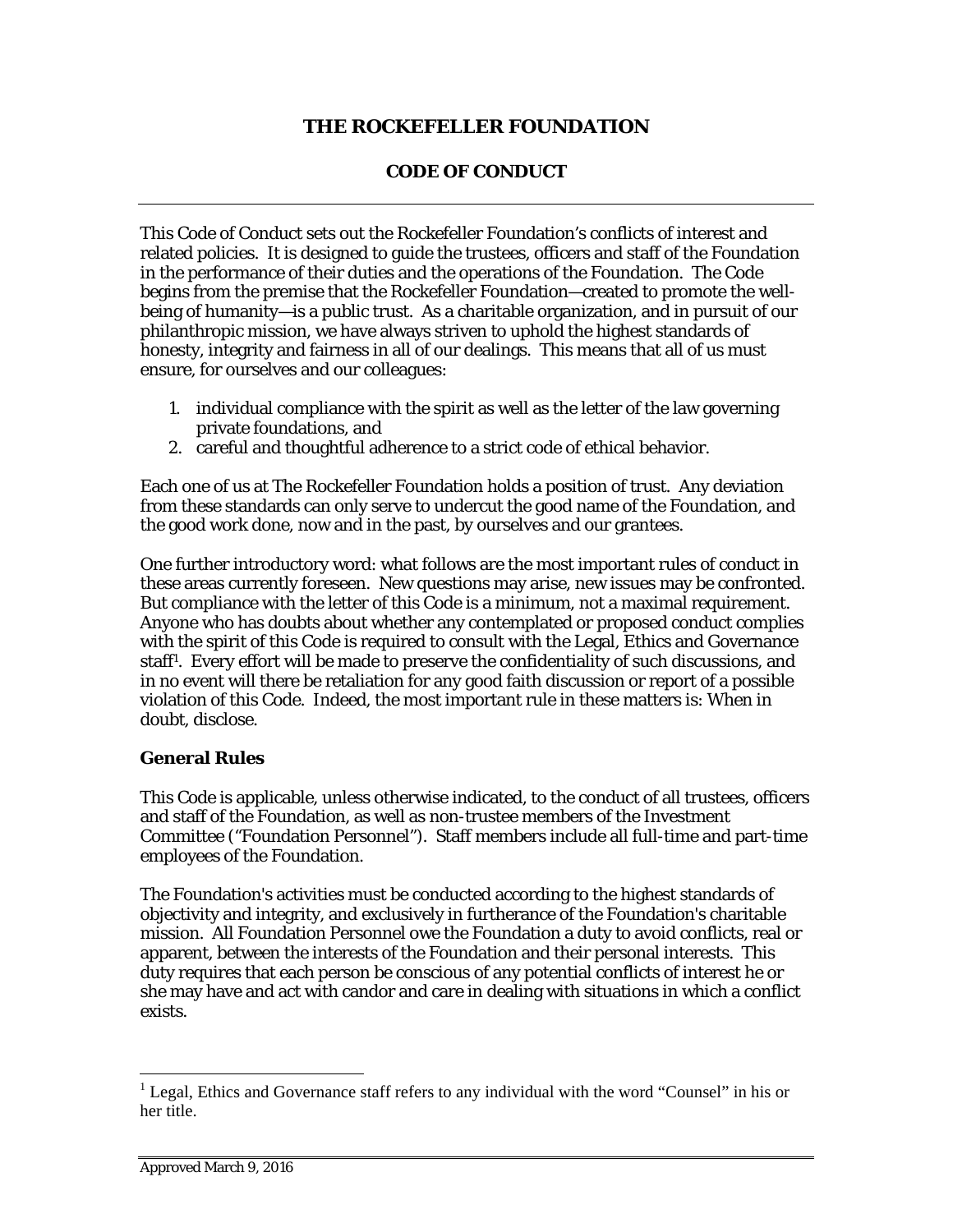# THE ROCKEFELLER FOUNDATION

## CODE OF CONDUCT

This Code of Conduct sets out the Rockefeller Foundation's conflicts of interest and related policies. It is designed to guide the trustees, officers and staff of the Foundation in the performance of their duties and the operations of the Foundation. The Code begins from the premise that the Rockefeller Foundation—created to promote the well-being of humanity—is a public trust. As a charitable organization, and in pursuit of our philanthropic mission, we have always striven to uphold the highest standards of honesty, integrity and fairness in all of our dealings. This means that all of us must ensure, for ourselves and our colleagues:

1. individual compliance with the spirit as well as the letter of the law governing private foundations, and
2. careful and thoughtful adherence to a strict code of ethical behavior.

Each one of us at The Rockefeller Foundation holds a position of trust. Any deviation from these standards can only serve to undercut the good name of the Foundation, and the good work done, now and in the past, by ourselves and our grantees.

One further introductory word: what follows are the most important rules of conduct in these areas currently foreseen. New questions may arise, new issues may be confronted. But compliance with the letter of this Code is a minimum, not a maximal requirement. Anyone who has doubts about whether any contemplated or proposed conduct complies with the spirit of this Code is required to consult with the Legal, Ethics and Governance staff[1]. Every effort will be made to preserve the confidentiality of such discussions, and in no event will there be retaliation for any good faith discussion or report of a possible violation of this Code. Indeed, the most important rule in these matters is: When in doubt, disclose.

### General Rules

This Code is applicable, unless otherwise indicated, to the conduct of all trustees, officers and staff of the Foundation, as well as non-trustee members of the Investment Committee ("Foundation Personnel"). Staff members include all full-time and part-time employees of the Foundation.

The Foundation's activities must be conducted according to the highest standards of objectivity and integrity, and exclusively in furtherance of the Foundation's charitable mission. All Foundation Personnel owe the Foundation a duty to avoid conflicts, real or apparent, between the interests of the Foundation and their personal interests. This duty requires that each person be conscious of any potential conflicts of interest he or she may have and act with candor and care in dealing with situations in which a conflict exists.

[1] Legal, Ethics and Governance staff refers to any individual with the word "Counsel" in his or her title.

Approved March 9, 2016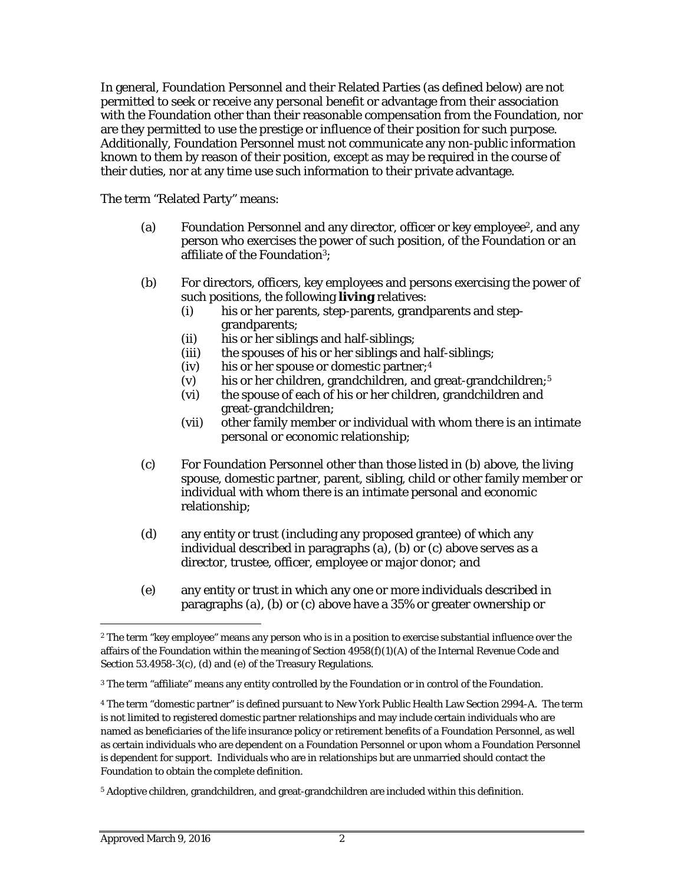In general, Foundation Personnel and their Related Parties (as defined below) are not permitted to seek or receive any personal benefit or advantage from their association with the Foundation other than their reasonable compensation from the Foundation, nor are they permitted to use the prestige or influence of their position for such purpose. Additionally, Foundation Personnel must not communicate any non-public information known to them by reason of their position, except as may be required in the course of their duties, nor at any time use such information to their private advantage.

The term "Related Party" means:

(a) Foundation Personnel and any director, officer or key employee[2], and any person who exercises the power of such position, of the Foundation or an affiliate of the Foundation[3];

(b) For directors, officers, key employees and persons exercising the power of such positions, the following **living** relatives:
  - (i) his or her parents, step-parents, grandparents and step-grandparents;
  - (ii) his or her siblings and half-siblings;
  - (iii) the spouses of his or her siblings and half-siblings;
  - (iv) his or her spouse or domestic partner;[4]
  - (v) his or her children, grandchildren, and great-grandchildren;[5]
  - (vi) the spouse of each of his or her children, grandchildren and great-grandchildren;
  - (vii) other family member or individual with whom there is an intimate personal or economic relationship;

(c) For Foundation Personnel other than those listed in (b) above, the living spouse, domestic partner, parent, sibling, child or other family member or individual with whom there is an intimate personal and economic relationship;

(d) any entity or trust (including any proposed grantee) of which any individual described in paragraphs (a), (b) or (c) above serves as a director, trustee, officer, employee or major donor; and

(e) any entity or trust in which any one or more individuals described in paragraphs (a), (b) or (c) above have a 35% or greater ownership or

---

[2] The term "key employee" means any person who is in a position to exercise substantial influence over the affairs of the Foundation within the meaning of Section 4958(f)(1)(A) of the Internal Revenue Code and Section 53.4958-3(c), (d) and (e) of the Treasury Regulations.

[3] The term "affiliate" means any entity controlled by the Foundation or in control of the Foundation.

[4] The term "domestic partner" is defined pursuant to New York Public Health Law Section 2994-A. The term is not limited to registered domestic partner relationships and may include certain individuals who are named as beneficiaries of the life insurance policy or retirement benefits of a Foundation Personnel, as well as certain individuals who are dependent on a Foundation Personnel or upon whom a Foundation Personnel is dependent for support. Individuals who are in relationships but are unmarried should contact the Foundation to obtain the complete definition.

[5] Adoptive children, grandchildren, and great-grandchildren are included within this definition.

Approved March 9, 2016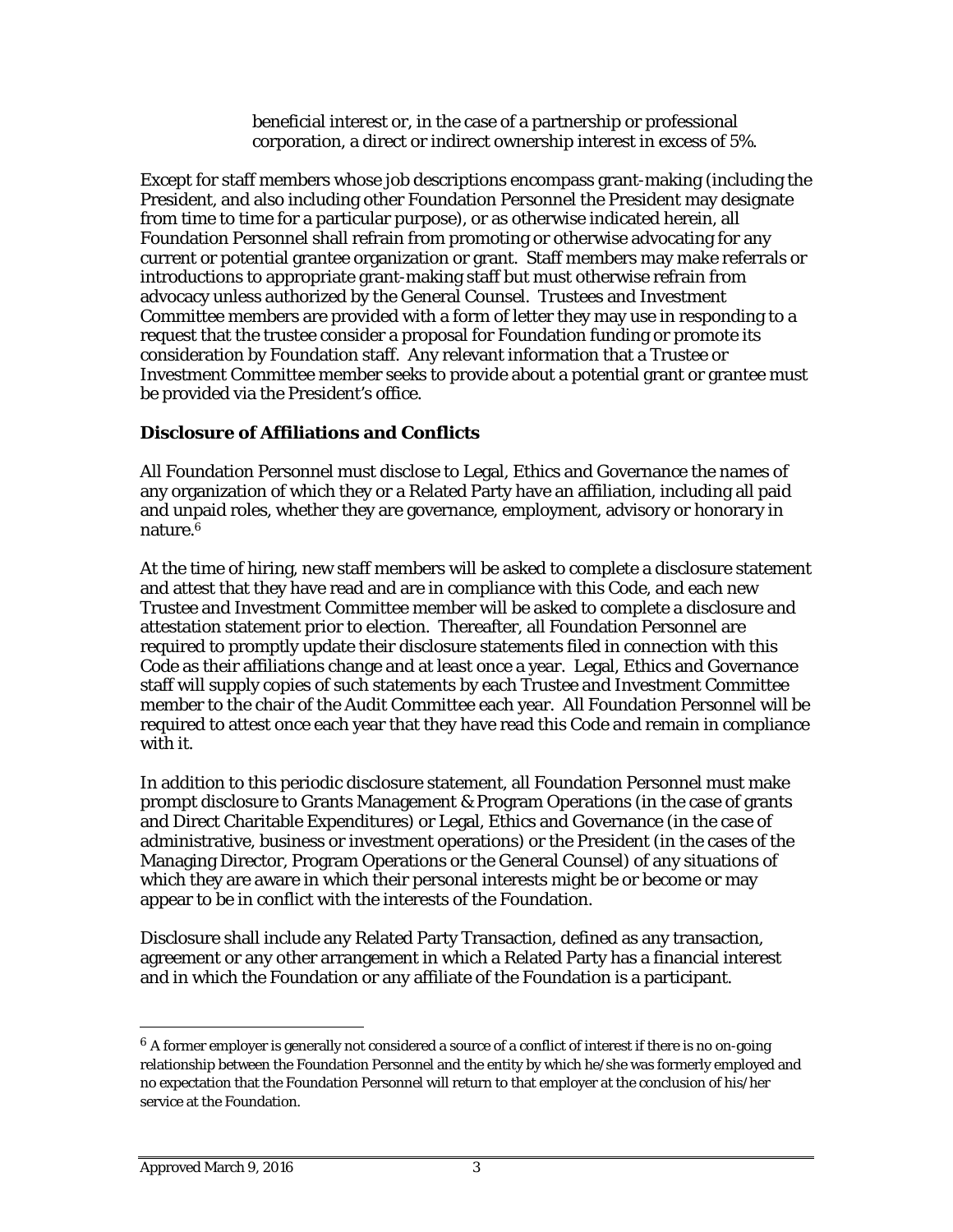beneficial interest or, in the case of a partnership or professional corporation, a direct or indirect ownership interest in excess of 5%.

Except for staff members whose job descriptions encompass grant-making (including the President, and also including other Foundation Personnel the President may designate from time to time for a particular purpose), or as otherwise indicated herein, all Foundation Personnel shall refrain from promoting or otherwise advocating for any current or potential grantee organization or grant. Staff members may make referrals or introductions to appropriate grant-making staff but must otherwise refrain from advocacy unless authorized by the General Counsel. Trustees and Investment Committee members are provided with a form of letter they may use in responding to a request that the trustee consider a proposal for Foundation funding or promote its consideration by Foundation staff. Any relevant information that a Trustee or Investment Committee member seeks to provide about a potential grant or grantee must be provided via the President's office.

**Disclosure of Affiliations and Conflicts**

All Foundation Personnel must disclose to Legal, Ethics and Governance the names of any organization of which they or a Related Party have an affiliation, including all paid and unpaid roles, whether they are governance, employment, advisory or honorary in nature.[6]

At the time of hiring, new staff members will be asked to complete a disclosure statement and attest that they have read and are in compliance with this Code, and each new Trustee and Investment Committee member will be asked to complete a disclosure and attestation statement prior to election. Thereafter, all Foundation Personnel are required to promptly update their disclosure statements filed in connection with this Code as their affiliations change and at least once a year. Legal, Ethics and Governance staff will supply copies of such statements by each Trustee and Investment Committee member to the chair of the Audit Committee each year. All Foundation Personnel will be required to attest once each year that they have read this Code and remain in compliance with it.

In addition to this periodic disclosure statement, all Foundation Personnel must make prompt disclosure to Grants Management & Program Operations (in the case of grants and Direct Charitable Expenditures) or Legal, Ethics and Governance (in the case of administrative, business or investment operations) or the President (in the cases of the Managing Director, Program Operations or the General Counsel) of any situations of which they are aware in which their personal interests might be or become or may appear to be in conflict with the interests of the Foundation.

Disclosure shall include any Related Party Transaction, defined as any transaction, agreement or any other arrangement in which a Related Party has a financial interest and in which the Foundation or any affiliate of the Foundation is a participant.

[6] A former employer is generally not considered a source of a conflict of interest if there is no on-going relationship between the Foundation Personnel and the entity by which he/she was formerly employed and no expectation that the Foundation Personnel will return to that employer at the conclusion of his/her service at the Foundation.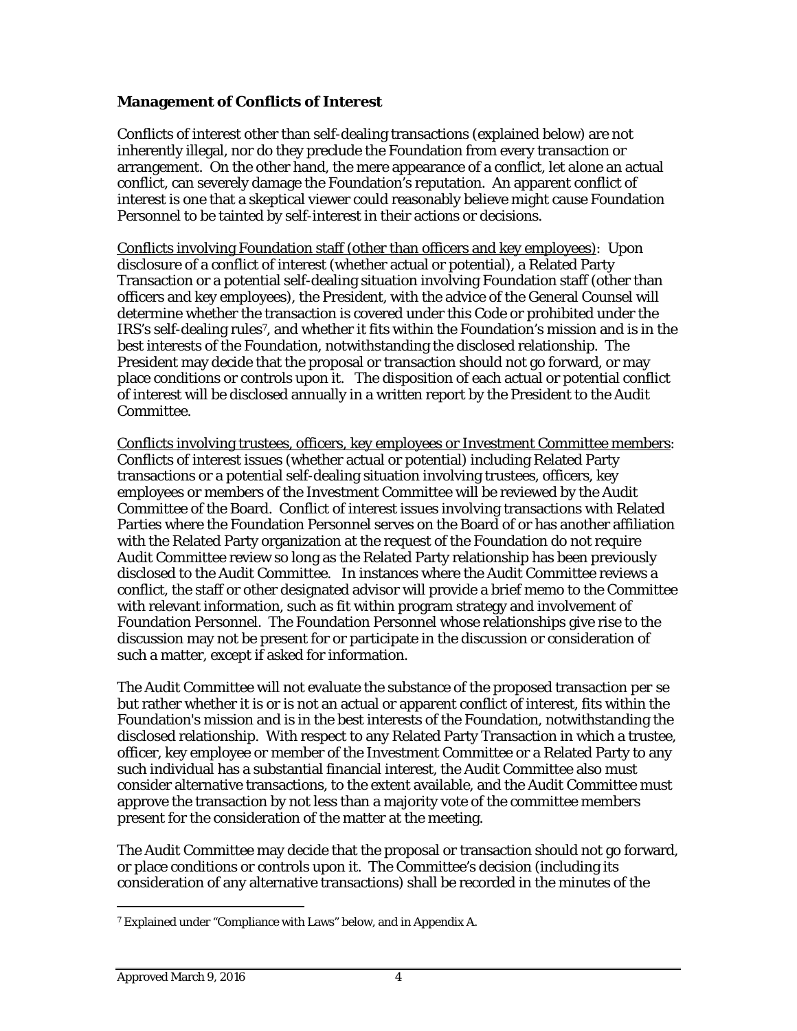**Management of Conflicts of Interest**

Conflicts of interest other than self-dealing transactions (explained below) are not inherently illegal, nor do they preclude the Foundation from every transaction or arrangement. On the other hand, the mere appearance of a conflict, let alone an actual conflict, can severely damage the Foundation's reputation. An apparent conflict of interest is one that a skeptical viewer could reasonably believe might cause Foundation Personnel to be tainted by self-interest in their actions or decisions.

Conflicts involving Foundation staff (other than officers and key employees): Upon disclosure of a conflict of interest (whether actual or potential), a Related Party Transaction or a potential self-dealing situation involving Foundation staff (other than officers and key employees), the President, with the advice of the General Counsel will determine whether the transaction is covered under this Code or prohibited under the IRS's self-dealing rules[7], and whether it fits within the Foundation's mission and is in the best interests of the Foundation, notwithstanding the disclosed relationship. The President may decide that the proposal or transaction should not go forward, or may place conditions or controls upon it. The disposition of each actual or potential conflict of interest will be disclosed annually in a written report by the President to the Audit Committee.

Conflicts involving trustees, officers, key employees or Investment Committee members: Conflicts of interest issues (whether actual or potential) including Related Party transactions or a potential self-dealing situation involving trustees, officers, key employees or members of the Investment Committee will be reviewed by the Audit Committee of the Board. Conflict of interest issues involving transactions with Related Parties where the Foundation Personnel serves on the Board of or has another affiliation with the Related Party organization at the request of the Foundation do not require Audit Committee review so long as the Related Party relationship has been previously disclosed to the Audit Committee. In instances where the Audit Committee reviews a conflict, the staff or other designated advisor will provide a brief memo to the Committee with relevant information, such as fit within program strategy and involvement of Foundation Personnel. The Foundation Personnel whose relationships give rise to the discussion may not be present for or participate in the discussion or consideration of such a matter, except if asked for information.

The Audit Committee will not evaluate the substance of the proposed transaction per se but rather whether it is or is not an actual or apparent conflict of interest, fits within the Foundation's mission and is in the best interests of the Foundation, notwithstanding the disclosed relationship. With respect to any Related Party Transaction in which a trustee, officer, key employee or member of the Investment Committee or a Related Party to any such individual has a substantial financial interest, the Audit Committee also must consider alternative transactions, to the extent available, and the Audit Committee must approve the transaction by not less than a majority vote of the committee members present for the consideration of the matter at the meeting.

The Audit Committee may decide that the proposal or transaction should not go forward, or place conditions or controls upon it. The Committee's decision (including its consideration of any alternative transactions) shall be recorded in the minutes of the

[7] Explained under "Compliance with Laws" below, and in Appendix A.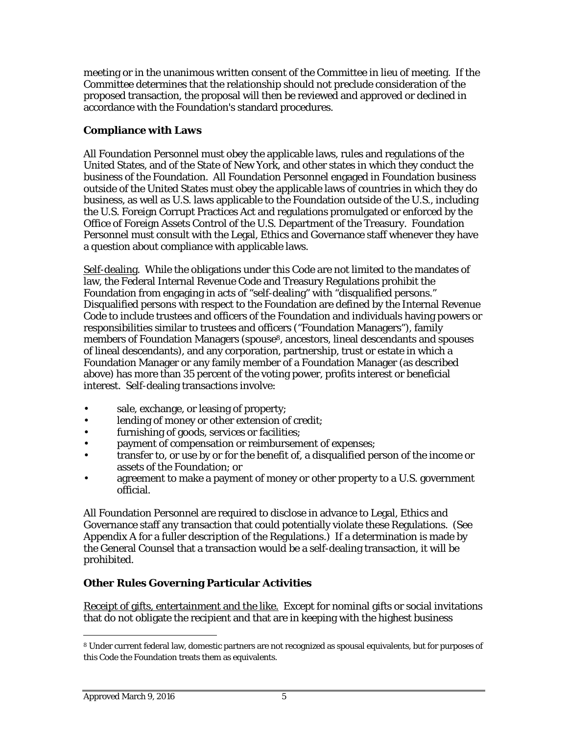meeting or in the unanimous written consent of the Committee in lieu of meeting. If the Committee determines that the relationship should not preclude consideration of the proposed transaction, the proposal will then be reviewed and approved or declined in accordance with the Foundation's standard procedures.

## Compliance with Laws

All Foundation Personnel must obey the applicable laws, rules and regulations of the United States, and of the State of New York, and other states in which they conduct the business of the Foundation. All Foundation Personnel engaged in Foundation business outside of the United States must obey the applicable laws of countries in which they do business, as well as U.S. laws applicable to the Foundation outside of the U.S., including the U.S. Foreign Corrupt Practices Act and regulations promulgated or enforced by the Office of Foreign Assets Control of the U.S. Department of the Treasury. Foundation Personnel must consult with the Legal, Ethics and Governance staff whenever they have a question about compliance with applicable laws.

Self-dealing. While the obligations under this Code are not limited to the mandates of law, the Federal Internal Revenue Code and Treasury Regulations prohibit the Foundation from engaging in acts of "self-dealing" with "disqualified persons." Disqualified persons with respect to the Foundation are defined by the Internal Revenue Code to include trustees and officers of the Foundation and individuals having powers or responsibilities similar to trustees and officers ("Foundation Managers"), family members of Foundation Managers (spouse[8], ancestors, lineal descendants and spouses of lineal descendants), and any corporation, partnership, trust or estate in which a Foundation Manager or any family member of a Foundation Manager (as described above) has more than 35 percent of the voting power, profits interest or beneficial interest. Self-dealing transactions involve:

- sale, exchange, or leasing of property;
- lending of money or other extension of credit;
- furnishing of goods, services or facilities;
- payment of compensation or reimbursement of expenses;
- transfer to, or use by or for the benefit of, a disqualified person of the income or assets of the Foundation; or
- agreement to make a payment of money or other property to a U.S. government official.

All Foundation Personnel are required to disclose in advance to Legal, Ethics and Governance staff any transaction that could potentially violate these Regulations. (See Appendix A for a fuller description of the Regulations.) If a determination is made by the General Counsel that a transaction would be a self-dealing transaction, it will be prohibited.

## Other Rules Governing Particular Activities

Receipt of gifts, entertainment and the like. Except for nominal gifts or social invitations that do not obligate the recipient and that are in keeping with the highest business

[8] Under current federal law, domestic partners are not recognized as spousal equivalents, but for purposes of this Code the Foundation treats them as equivalents.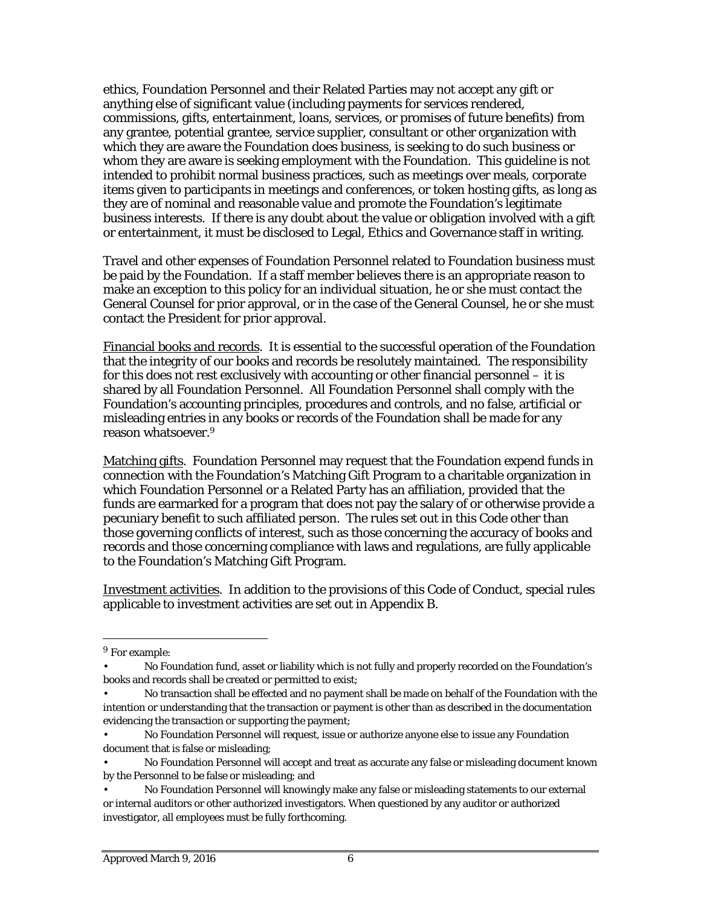ethics, Foundation Personnel and their Related Parties may not accept any gift or anything else of significant value (including payments for services rendered, commissions, gifts, entertainment, loans, services, or promises of future benefits) from any grantee, potential grantee, service supplier, consultant or other organization with which they are aware the Foundation does business, is seeking to do such business or whom they are aware is seeking employment with the Foundation. This guideline is not intended to prohibit normal business practices, such as meetings over meals, corporate items given to participants in meetings and conferences, or token hosting gifts, as long as they are of nominal and reasonable value and promote the Foundation's legitimate business interests. If there is any doubt about the value or obligation involved with a gift or entertainment, it must be disclosed to Legal, Ethics and Governance staff in writing.

Travel and other expenses of Foundation Personnel related to Foundation business must be paid by the Foundation. If a staff member believes there is an appropriate reason to make an exception to this policy for an individual situation, he or she must contact the General Counsel for prior approval, or in the case of the General Counsel, he or she must contact the President for prior approval.

<u>Financial books and records</u>. It is essential to the successful operation of the Foundation that the integrity of our books and records be resolutely maintained. The responsibility for this does not rest exclusively with accounting or other financial personnel – it is shared by all Foundation Personnel. All Foundation Personnel shall comply with the Foundation's accounting principles, procedures and controls, and no false, artificial or misleading entries in any books or records of the Foundation shall be made for any reason whatsoever.[9]

<u>Matching gifts</u>. Foundation Personnel may request that the Foundation expend funds in connection with the Foundation's Matching Gift Program to a charitable organization in which Foundation Personnel or a Related Party has an affiliation, provided that the funds are earmarked for a program that does not pay the salary of or otherwise provide a pecuniary benefit to such affiliated person. The rules set out in this Code other than those governing conflicts of interest, such as those concerning the accuracy of books and records and those concerning compliance with laws and regulations, are fully applicable to the Foundation's Matching Gift Program.

<u>Investment activities</u>. In addition to the provisions of this Code of Conduct, special rules applicable to investment activities are set out in Appendix B.

---

[9] For example:

- No Foundation fund, asset or liability which is not fully and properly recorded on the Foundation's books and records shall be created or permitted to exist;
- No transaction shall be effected and no payment shall be made on behalf of the Foundation with the intention or understanding that the transaction or payment is other than as described in the documentation evidencing the transaction or supporting the payment;
- No Foundation Personnel will request, issue or authorize anyone else to issue any Foundation document that is false or misleading;
- No Foundation Personnel will accept and treat as accurate any false or misleading document known by the Personnel to be false or misleading; and
- No Foundation Personnel will knowingly make any false or misleading statements to our external or internal auditors or other authorized investigators. When questioned by any auditor or authorized investigator, all employees must be fully forthcoming.

Approved March 9, 2016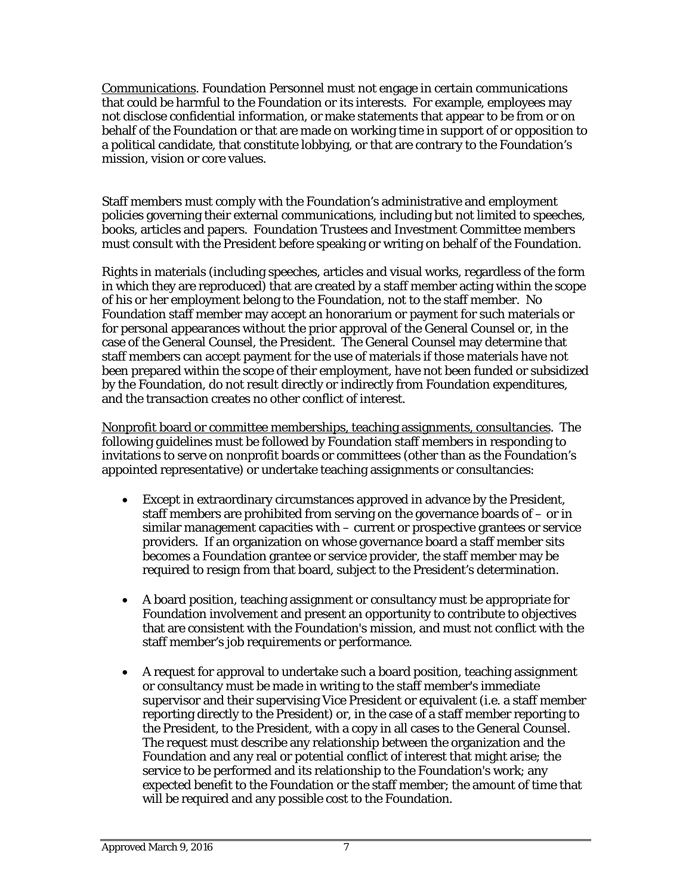<u>Communications</u>. Foundation Personnel must not engage in certain communications that could be harmful to the Foundation or its interests. For example, employees may not disclose confidential information, or make statements that appear to be from or on behalf of the Foundation or that are made on working time in support of or opposition to a political candidate, that constitute lobbying, or that are contrary to the Foundation's mission, vision or core values.

Staff members must comply with the Foundation's administrative and employment policies governing their external communications, including but not limited to speeches, books, articles and papers. Foundation Trustees and Investment Committee members must consult with the President before speaking or writing on behalf of the Foundation.

Rights in materials (including speeches, articles and visual works, regardless of the form in which they are reproduced) that are created by a staff member acting within the scope of his or her employment belong to the Foundation, not to the staff member. No Foundation staff member may accept an honorarium or payment for such materials or for personal appearances without the prior approval of the General Counsel or, in the case of the General Counsel, the President. The General Counsel may determine that staff members can accept payment for the use of materials if those materials have not been prepared within the scope of their employment, have not been funded or subsidized by the Foundation, do not result directly or indirectly from Foundation expenditures, and the transaction creates no other conflict of interest.

<u>Nonprofit board or committee memberships, teaching assignments, consultancies</u>. The following guidelines must be followed by Foundation staff members in responding to invitations to serve on nonprofit boards or committees (other than as the Foundation's appointed representative) or undertake teaching assignments or consultancies:

- Except in extraordinary circumstances approved in advance by the President, staff members are prohibited from serving on the governance boards of – or in similar management capacities with – current or prospective grantees or service providers. If an organization on whose governance board a staff member sits becomes a Foundation grantee or service provider, the staff member may be required to resign from that board, subject to the President's determination.

- A board position, teaching assignment or consultancy must be appropriate for Foundation involvement and present an opportunity to contribute to objectives that are consistent with the Foundation's mission, and must not conflict with the staff member's job requirements or performance.

- A request for approval to undertake such a board position, teaching assignment or consultancy must be made in writing to the staff member's immediate supervisor and their supervising Vice President or equivalent (i.e. a staff member reporting directly to the President) or, in the case of a staff member reporting to the President, to the President, with a copy in all cases to the General Counsel. The request must describe any relationship between the organization and the Foundation and any real or potential conflict of interest that might arise; the service to be performed and its relationship to the Foundation's work; any expected benefit to the Foundation or the staff member; the amount of time that will be required and any possible cost to the Foundation.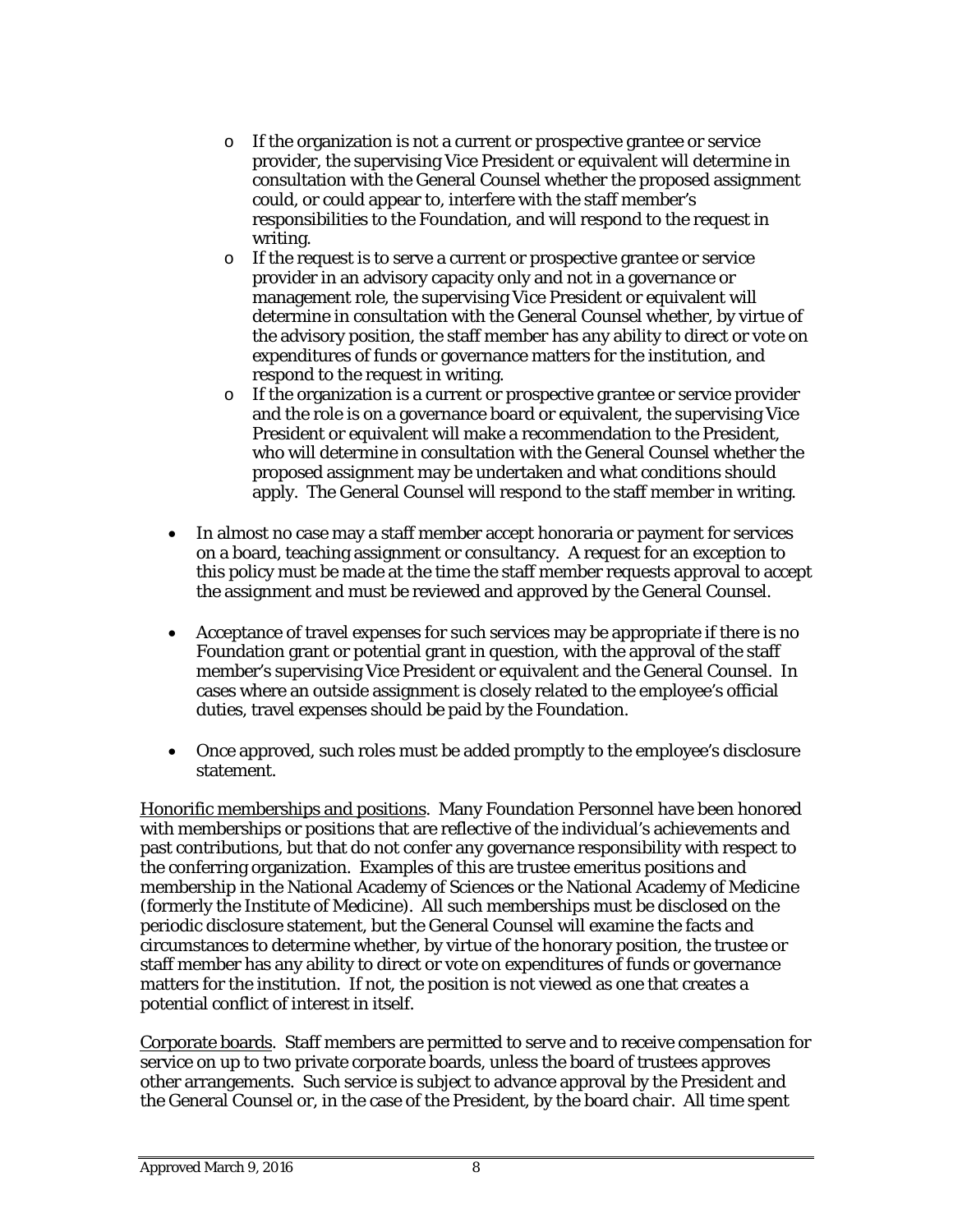- If the organization is not a current or prospective grantee or service provider, the supervising Vice President or equivalent will determine in consultation with the General Counsel whether the proposed assignment could, or could appear to, interfere with the staff member's responsibilities to the Foundation, and will respond to the request in writing.
  - If the request is to serve a current or prospective grantee or service provider in an advisory capacity only and not in a governance or management role, the supervising Vice President or equivalent will determine in consultation with the General Counsel whether, by virtue of the advisory position, the staff member has any ability to direct or vote on expenditures of funds or governance matters for the institution, and respond to the request in writing.
  - If the organization is a current or prospective grantee or service provider and the role is on a governance board or equivalent, the supervising Vice President or equivalent will make a recommendation to the President, who will determine in consultation with the General Counsel whether the proposed assignment may be undertaken and what conditions should apply. The General Counsel will respond to the staff member in writing.

- In almost no case may a staff member accept honoraria or payment for services on a board, teaching assignment or consultancy. A request for an exception to this policy must be made at the time the staff member requests approval to accept the assignment and must be reviewed and approved by the General Counsel.

- Acceptance of travel expenses for such services may be appropriate if there is no Foundation grant or potential grant in question, with the approval of the staff member's supervising Vice President or equivalent and the General Counsel. In cases where an outside assignment is closely related to the employee's official duties, travel expenses should be paid by the Foundation.

- Once approved, such roles must be added promptly to the employee's disclosure statement.

<u>Honorific memberships and positions</u>. Many Foundation Personnel have been honored with memberships or positions that are reflective of the individual's achievements and past contributions, but that do not confer any governance responsibility with respect to the conferring organization. Examples of this are trustee emeritus positions and membership in the National Academy of Sciences or the National Academy of Medicine (formerly the Institute of Medicine). All such memberships must be disclosed on the periodic disclosure statement, but the General Counsel will examine the facts and circumstances to determine whether, by virtue of the honorary position, the trustee or staff member has any ability to direct or vote on expenditures of funds or governance matters for the institution. If not, the position is not viewed as one that creates a potential conflict of interest in itself.

<u>Corporate boards</u>. Staff members are permitted to serve and to receive compensation for service on up to two private corporate boards, unless the board of trustees approves other arrangements. Such service is subject to advance approval by the President and the General Counsel or, in the case of the President, by the board chair. All time spent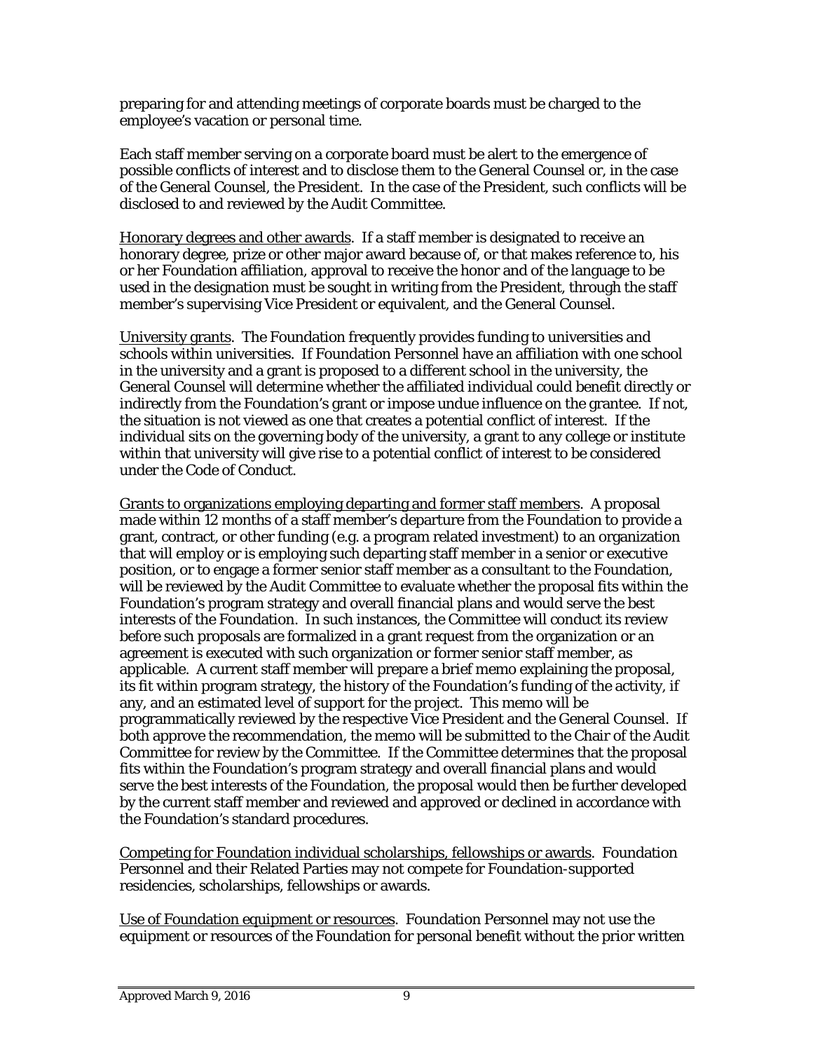preparing for and attending meetings of corporate boards must be charged to the employee's vacation or personal time.

Each staff member serving on a corporate board must be alert to the emergence of possible conflicts of interest and to disclose them to the General Counsel or, in the case of the General Counsel, the President. In the case of the President, such conflicts will be disclosed to and reviewed by the Audit Committee.

<u>Honorary degrees and other awards</u>. If a staff member is designated to receive an honorary degree, prize or other major award because of, or that makes reference to, his or her Foundation affiliation, approval to receive the honor and of the language to be used in the designation must be sought in writing from the President, through the staff member's supervising Vice President or equivalent, and the General Counsel.

<u>University grants</u>. The Foundation frequently provides funding to universities and schools within universities. If Foundation Personnel have an affiliation with one school in the university and a grant is proposed to a different school in the university, the General Counsel will determine whether the affiliated individual could benefit directly or indirectly from the Foundation's grant or impose undue influence on the grantee. If not, the situation is not viewed as one that creates a potential conflict of interest. If the individual sits on the governing body of the university, a grant to any college or institute within that university will give rise to a potential conflict of interest to be considered under the Code of Conduct.

<u>Grants to organizations employing departing and former staff members</u>. A proposal made within 12 months of a staff member's departure from the Foundation to provide a grant, contract, or other funding (e.g. a program related investment) to an organization that will employ or is employing such departing staff member in a senior or executive position, or to engage a former senior staff member as a consultant to the Foundation, will be reviewed by the Audit Committee to evaluate whether the proposal fits within the Foundation's program strategy and overall financial plans and would serve the best interests of the Foundation. In such instances, the Committee will conduct its review before such proposals are formalized in a grant request from the organization or an agreement is executed with such organization or former senior staff member, as applicable. A current staff member will prepare a brief memo explaining the proposal, its fit within program strategy, the history of the Foundation's funding of the activity, if any, and an estimated level of support for the project. This memo will be programmatically reviewed by the respective Vice President and the General Counsel. If both approve the recommendation, the memo will be submitted to the Chair of the Audit Committee for review by the Committee. If the Committee determines that the proposal fits within the Foundation's program strategy and overall financial plans and would serve the best interests of the Foundation, the proposal would then be further developed by the current staff member and reviewed and approved or declined in accordance with the Foundation's standard procedures.

<u>Competing for Foundation individual scholarships, fellowships or awards</u>. Foundation Personnel and their Related Parties may not compete for Foundation-supported residencies, scholarships, fellowships or awards.

<u>Use of Foundation equipment or resources</u>. Foundation Personnel may not use the equipment or resources of the Foundation for personal benefit without the prior written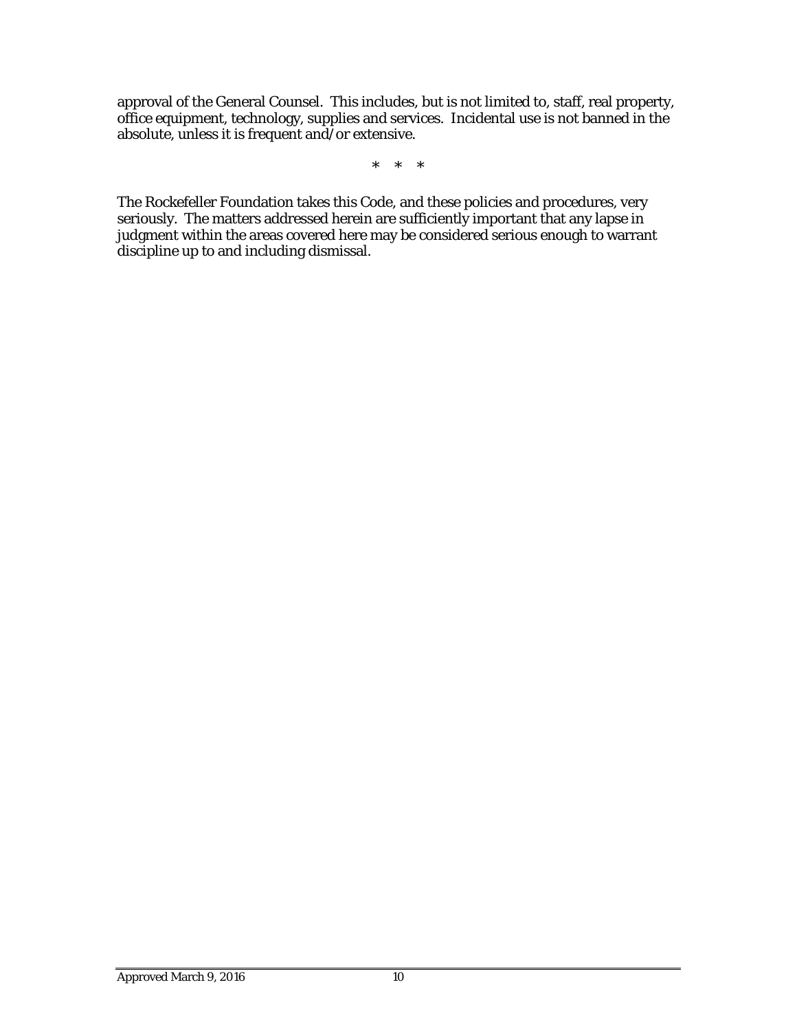approval of the General Counsel. This includes, but is not limited to, staff, real property, office equipment, technology, supplies and services. Incidental use is not banned in the absolute, unless it is frequent and/or extensive.

\* \* \*

The Rockefeller Foundation takes this Code, and these policies and procedures, very seriously. The matters addressed herein are sufficiently important that any lapse in judgment within the areas covered here may be considered serious enough to warrant discipline up to and including dismissal.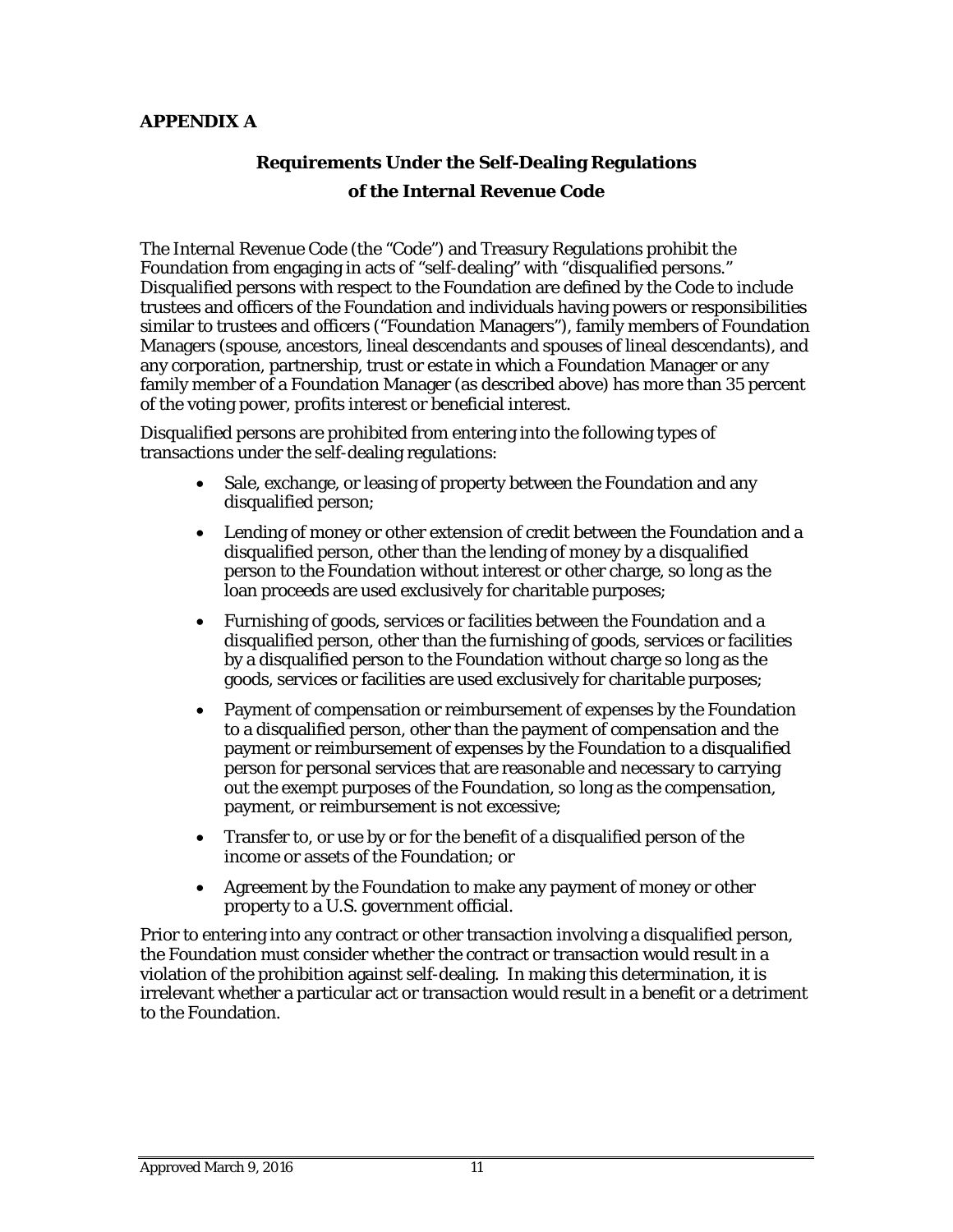**APPENDIX A**

## Requirements Under the Self-Dealing Regulations of the Internal Revenue Code

The Internal Revenue Code (the "Code") and Treasury Regulations prohibit the Foundation from engaging in acts of "self-dealing" with "disqualified persons." Disqualified persons with respect to the Foundation are defined by the Code to include trustees and officers of the Foundation and individuals having powers or responsibilities similar to trustees and officers ("Foundation Managers"), family members of Foundation Managers (spouse, ancestors, lineal descendants and spouses of lineal descendants), and any corporation, partnership, trust or estate in which a Foundation Manager or any family member of a Foundation Manager (as described above) has more than 35 percent of the voting power, profits interest or beneficial interest.

Disqualified persons are prohibited from entering into the following types of transactions under the self-dealing regulations:

- Sale, exchange, or leasing of property between the Foundation and any disqualified person;
- Lending of money or other extension of credit between the Foundation and a disqualified person, other than the lending of money by a disqualified person to the Foundation without interest or other charge, so long as the loan proceeds are used exclusively for charitable purposes;
- Furnishing of goods, services or facilities between the Foundation and a disqualified person, other than the furnishing of goods, services or facilities by a disqualified person to the Foundation without charge so long as the goods, services or facilities are used exclusively for charitable purposes;
- Payment of compensation or reimbursement of expenses by the Foundation to a disqualified person, other than the payment of compensation and the payment or reimbursement of expenses by the Foundation to a disqualified person for personal services that are reasonable and necessary to carrying out the exempt purposes of the Foundation, so long as the compensation, payment, or reimbursement is not excessive;
- Transfer to, or use by or for the benefit of a disqualified person of the income or assets of the Foundation; or
- Agreement by the Foundation to make any payment of money or other property to a U.S. government official.

Prior to entering into any contract or other transaction involving a disqualified person, the Foundation must consider whether the contract or transaction would result in a violation of the prohibition against self-dealing. In making this determination, it is irrelevant whether a particular act or transaction would result in a benefit or a detriment to the Foundation.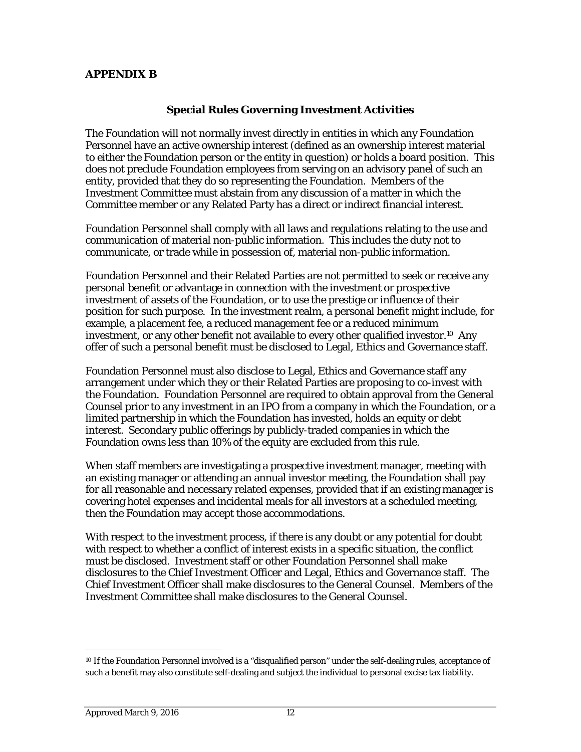## APPENDIX B

### Special Rules Governing Investment Activities

The Foundation will not normally invest directly in entities in which any Foundation Personnel have an active ownership interest (defined as an ownership interest material to either the Foundation person or the entity in question) or holds a board position. This does not preclude Foundation employees from serving on an advisory panel of such an entity, provided that they do so representing the Foundation. Members of the Investment Committee must abstain from any discussion of a matter in which the Committee member or any Related Party has a direct or indirect financial interest.

Foundation Personnel shall comply with all laws and regulations relating to the use and communication of material non-public information. This includes the duty not to communicate, or trade while in possession of, material non-public information.

Foundation Personnel and their Related Parties are not permitted to seek or receive any personal benefit or advantage in connection with the investment or prospective investment of assets of the Foundation, or to use the prestige or influence of their position for such purpose. In the investment realm, a personal benefit might include, for example, a placement fee, a reduced management fee or a reduced minimum investment, or any other benefit not available to every other qualified investor.[10] Any offer of such a personal benefit must be disclosed to Legal, Ethics and Governance staff.

Foundation Personnel must also disclose to Legal, Ethics and Governance staff any arrangement under which they or their Related Parties are proposing to co-invest with the Foundation. Foundation Personnel are required to obtain approval from the General Counsel prior to any investment in an IPO from a company in which the Foundation, or a limited partnership in which the Foundation has invested, holds an equity or debt interest. Secondary public offerings by publicly-traded companies in which the Foundation owns less than 10% of the equity are excluded from this rule.

When staff members are investigating a prospective investment manager, meeting with an existing manager or attending an annual investor meeting, the Foundation shall pay for all reasonable and necessary related expenses, provided that if an existing manager is covering hotel expenses and incidental meals for all investors at a scheduled meeting, then the Foundation may accept those accommodations.

With respect to the investment process, if there is any doubt or any potential for doubt with respect to whether a conflict of interest exists in a specific situation, the conflict must be disclosed. Investment staff or other Foundation Personnel shall make disclosures to the Chief Investment Officer and Legal, Ethics and Governance staff. The Chief Investment Officer shall make disclosures to the General Counsel. Members of the Investment Committee shall make disclosures to the General Counsel.

---

[10] If the Foundation Personnel involved is a "disqualified person" under the self-dealing rules, acceptance of such a benefit may also constitute self-dealing and subject the individual to personal excise tax liability.